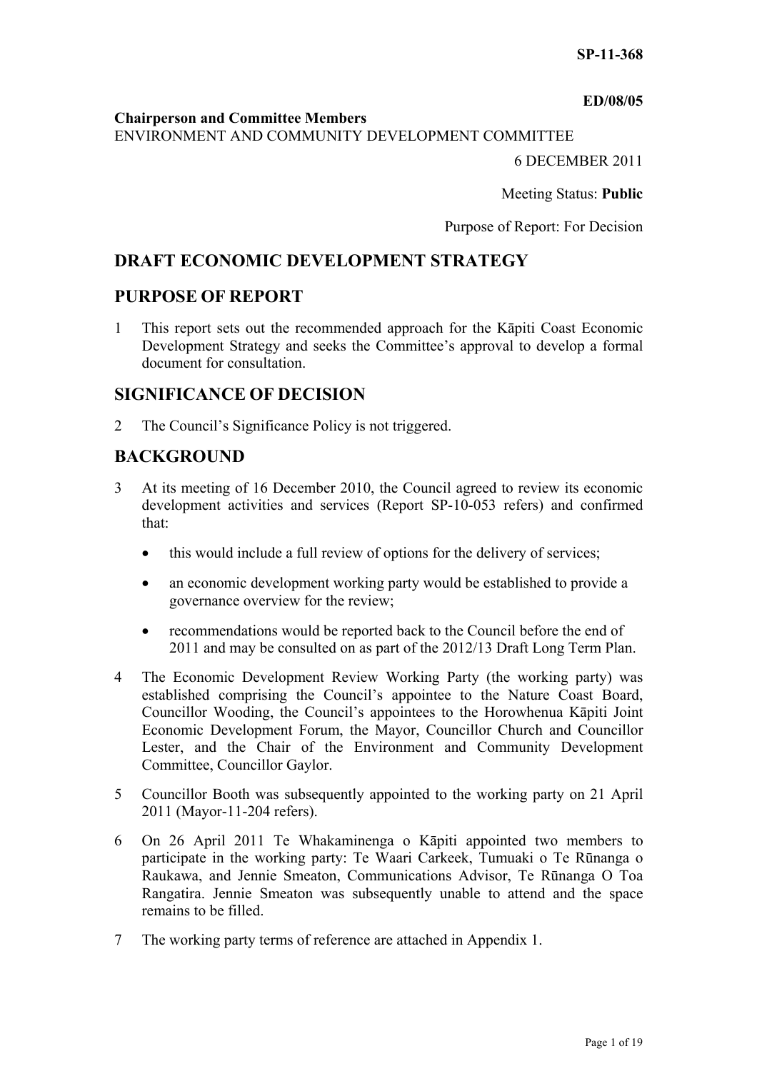**SP-11-368**

**ED/08/05**

**Chairperson and Committee Members**
ENVIRONMENT AND COMMUNITY DEVELOPMENT COMMITTEE

6 DECEMBER 2011

Meeting Status: **Public**

Purpose of Report: For Decision

# DRAFT ECONOMIC DEVELOPMENT STRATEGY

## PURPOSE OF REPORT

1 This report sets out the recommended approach for the Kāpiti Coast Economic Development Strategy and seeks the Committee's approval to develop a formal document for consultation.

## SIGNIFICANCE OF DECISION

2 The Council's Significance Policy is not triggered.

## BACKGROUND

3 At its meeting of 16 December 2010, the Council agreed to review its economic development activities and services (Report SP-10-053 refers) and confirmed that:

- this would include a full review of options for the delivery of services;
- an economic development working party would be established to provide a governance overview for the review;
- recommendations would be reported back to the Council before the end of 2011 and may be consulted on as part of the 2012/13 Draft Long Term Plan.

4 The Economic Development Review Working Party (the working party) was established comprising the Council's appointee to the Nature Coast Board, Councillor Wooding, the Council's appointees to the Horowhenua Kāpiti Joint Economic Development Forum, the Mayor, Councillor Church and Councillor Lester, and the Chair of the Environment and Community Development Committee, Councillor Gaylor.

5 Councillor Booth was subsequently appointed to the working party on 21 April 2011 (Mayor-11-204 refers).

6 On 26 April 2011 Te Whakaminenga o Kāpiti appointed two members to participate in the working party: Te Waari Carkeek, Tumuaki o Te Rūnanga o Raukawa, and Jennie Smeaton, Communications Advisor, Te Rūnanga O Toa Rangatira. Jennie Smeaton was subsequently unable to attend and the space remains to be filled.

7 The working party terms of reference are attached in Appendix 1.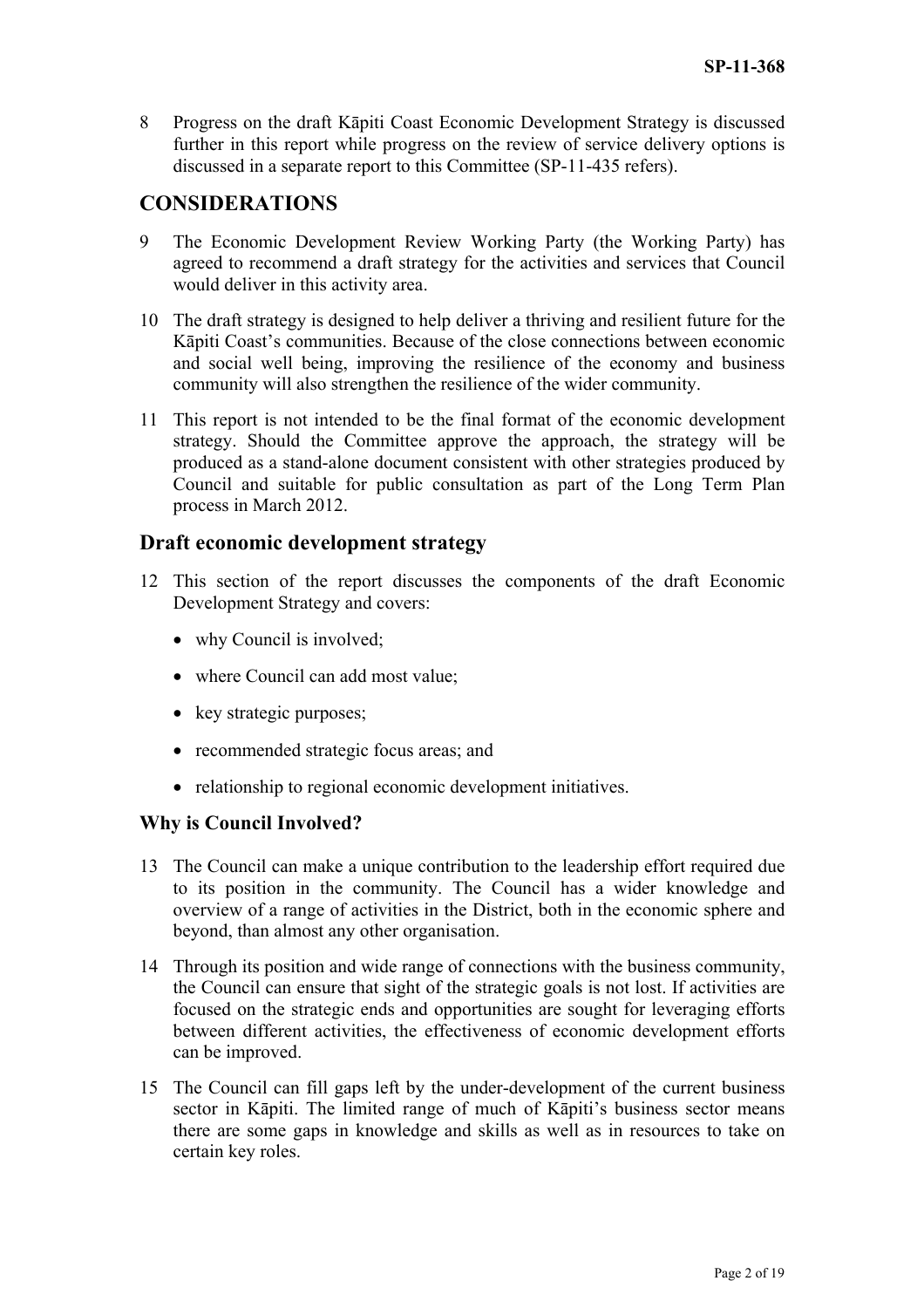8 Progress on the draft Kāpiti Coast Economic Development Strategy is discussed further in this report while progress on the review of service delivery options is discussed in a separate report to this Committee (SP-11-435 refers).

## CONSIDERATIONS

9 The Economic Development Review Working Party (the Working Party) has agreed to recommend a draft strategy for the activities and services that Council would deliver in this activity area.

10 The draft strategy is designed to help deliver a thriving and resilient future for the Kāpiti Coast's communities. Because of the close connections between economic and social well being, improving the resilience of the economy and business community will also strengthen the resilience of the wider community.

11 This report is not intended to be the final format of the economic development strategy. Should the Committee approve the approach, the strategy will be produced as a stand-alone document consistent with other strategies produced by Council and suitable for public consultation as part of the Long Term Plan process in March 2012.

### Draft economic development strategy

12 This section of the report discusses the components of the draft Economic Development Strategy and covers:

- why Council is involved;
- where Council can add most value;
- key strategic purposes;
- recommended strategic focus areas; and
- relationship to regional economic development initiatives.

#### Why is Council Involved?

13 The Council can make a unique contribution to the leadership effort required due to its position in the community. The Council has a wider knowledge and overview of a range of activities in the District, both in the economic sphere and beyond, than almost any other organisation.

14 Through its position and wide range of connections with the business community, the Council can ensure that sight of the strategic goals is not lost. If activities are focused on the strategic ends and opportunities are sought for leveraging efforts between different activities, the effectiveness of economic development efforts can be improved.

15 The Council can fill gaps left by the under-development of the current business sector in Kāpiti. The limited range of much of Kāpiti's business sector means there are some gaps in knowledge and skills as well as in resources to take on certain key roles.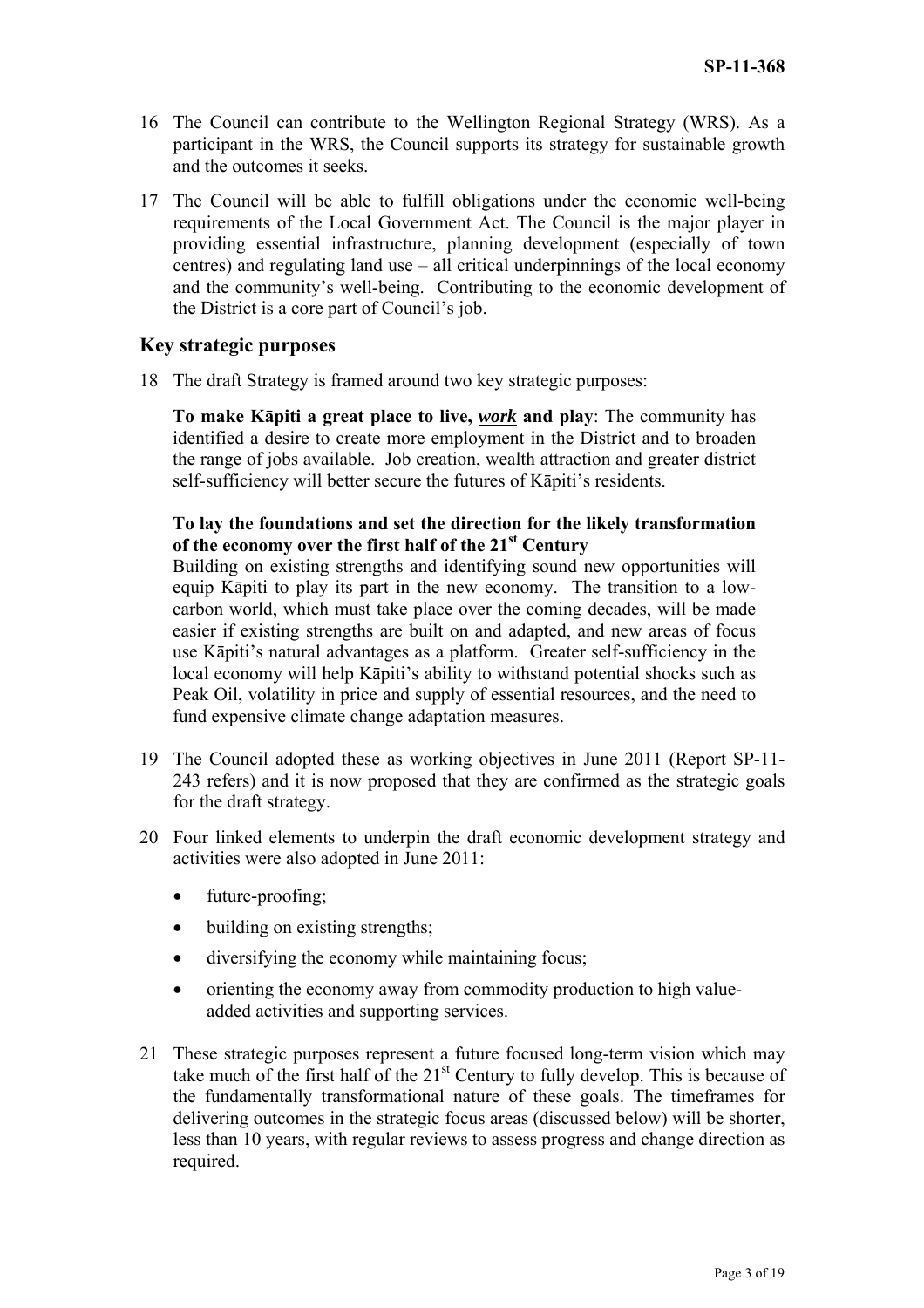16 The Council can contribute to the Wellington Regional Strategy (WRS). As a participant in the WRS, the Council supports its strategy for sustainable growth and the outcomes it seeks.

17 The Council will be able to fulfill obligations under the economic well-being requirements of the Local Government Act. The Council is the major player in providing essential infrastructure, planning development (especially of town centres) and regulating land use – all critical underpinnings of the local economy and the community's well-being. Contributing to the economic development of the District is a core part of Council's job.

### Key strategic purposes

18 The draft Strategy is framed around two key strategic purposes:

**To make Kāpiti a great place to live, *work* and play**: The community has identified a desire to create more employment in the District and to broaden the range of jobs available. Job creation, wealth attraction and greater district self-sufficiency will better secure the futures of Kāpiti's residents.

**To lay the foundations and set the direction for the likely transformation of the economy over the first half of the 21st Century**
Building on existing strengths and identifying sound new opportunities will equip Kāpiti to play its part in the new economy. The transition to a low-carbon world, which must take place over the coming decades, will be made easier if existing strengths are built on and adapted, and new areas of focus use Kāpiti's natural advantages as a platform. Greater self-sufficiency in the local economy will help Kāpiti's ability to withstand potential shocks such as Peak Oil, volatility in price and supply of essential resources, and the need to fund expensive climate change adaptation measures.

19 The Council adopted these as working objectives in June 2011 (Report SP-11-243 refers) and it is now proposed that they are confirmed as the strategic goals for the draft strategy.

20 Four linked elements to underpin the draft economic development strategy and activities were also adopted in June 2011:

- future-proofing;
- building on existing strengths;
- diversifying the economy while maintaining focus;
- orienting the economy away from commodity production to high value-added activities and supporting services.

21 These strategic purposes represent a future focused long-term vision which may take much of the first half of the 21st Century to fully develop. This is because of the fundamentally transformational nature of these goals. The timeframes for delivering outcomes in the strategic focus areas (discussed below) will be shorter, less than 10 years, with regular reviews to assess progress and change direction as required.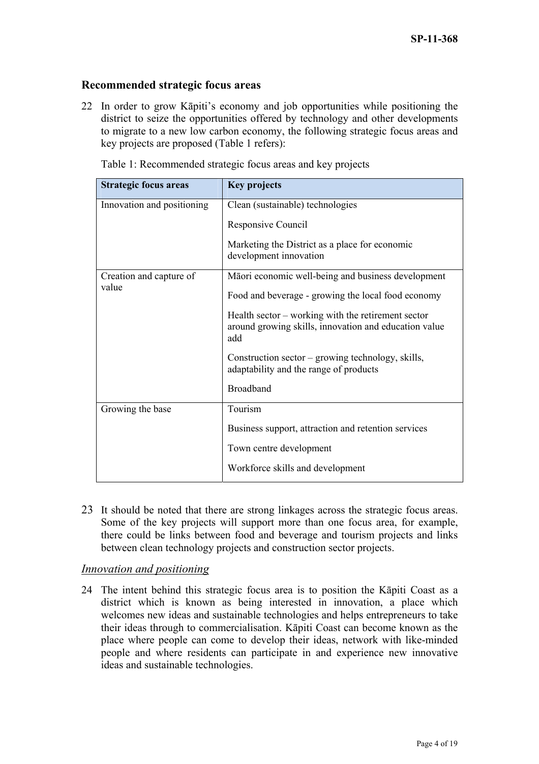## Recommended strategic focus areas

22 In order to grow Kāpiti's economy and job opportunities while positioning the district to seize the opportunities offered by technology and other developments to migrate to a new low carbon economy, the following strategic focus areas and key projects are proposed (Table 1 refers):

Table 1: Recommended strategic focus areas and key projects

| Strategic focus areas | Key projects |
|---|---|
| Innovation and positioning | Clean (sustainable) technologies<br><br>Responsive Council<br><br>Marketing the District as a place for economic development innovation |
| Creation and capture of value | Māori economic well-being and business development<br><br>Food and beverage - growing the local food economy<br><br>Health sector – working with the retirement sector around growing skills, innovation and education value add<br><br>Construction sector – growing technology, skills, adaptability and the range of products<br><br>Broadband |
| Growing the base | Tourism<br><br>Business support, attraction and retention services<br><br>Town centre development<br><br>Workforce skills and development |

23 It should be noted that there are strong linkages across the strategic focus areas. Some of the key projects will support more than one focus area, for example, there could be links between food and beverage and tourism projects and links between clean technology projects and construction sector projects.

### *Innovation and positioning*

24 The intent behind this strategic focus area is to position the Kāpiti Coast as a district which is known as being interested in innovation, a place which welcomes new ideas and sustainable technologies and helps entrepreneurs to take their ideas through to commercialisation. Kāpiti Coast can become known as the place where people can come to develop their ideas, network with like-minded people and where residents can participate in and experience new innovative ideas and sustainable technologies.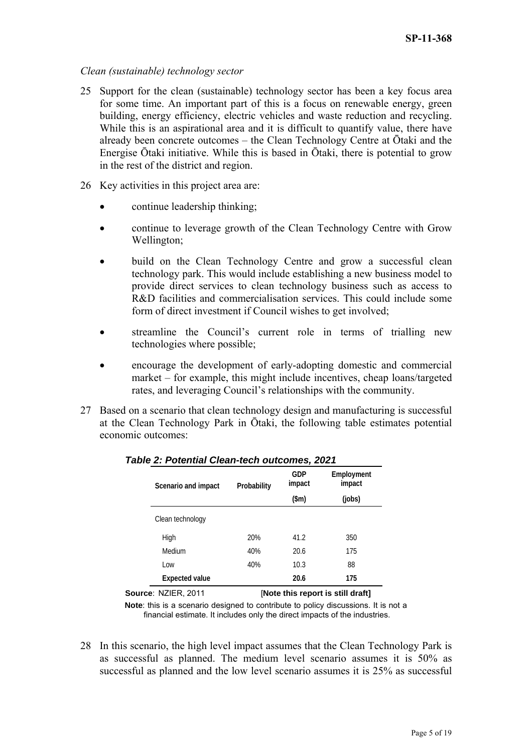*Clean (sustainable) technology sector*

25 Support for the clean (sustainable) technology sector has been a key focus area for some time. An important part of this is a focus on renewable energy, green building, energy efficiency, electric vehicles and waste reduction and recycling. While this is an aspirational area and it is difficult to quantify value, there have already been concrete outcomes – the Clean Technology Centre at Ōtaki and the Energise Ōtaki initiative. While this is based in Ōtaki, there is potential to grow in the rest of the district and region.

26 Key activities in this project area are:

- continue leadership thinking;
- continue to leverage growth of the Clean Technology Centre with Grow Wellington;
- build on the Clean Technology Centre and grow a successful clean technology park. This would include establishing a new business model to provide direct services to clean technology business such as access to R&D facilities and commercialisation services. This could include some form of direct investment if Council wishes to get involved;
- streamline the Council's current role in terms of trialling new technologies where possible;
- encourage the development of early-adopting domestic and commercial market – for example, this might include incentives, cheap loans/targeted rates, and leveraging Council's relationships with the community.

27 Based on a scenario that clean technology design and manufacturing is successful at the Clean Technology Park in Ōtaki, the following table estimates potential economic outcomes:

***Table 2: Potential Clean-tech outcomes, 2021***

| Scenario and impact | Probability | GDP impact ($m) | Employment impact (jobs) |
|---|---|---|---|
| Clean technology | | | |
| High | 20% | 41.2 | 350 |
| Medium | 40% | 20.6 | 175 |
| Low | 40% | 10.3 | 88 |
| **Expected value** | | **20.6** | **175** |

**Source**: NZIER, 2011 [**Note this report is still draft]**

**Note**: this is a scenario designed to contribute to policy discussions. It is not a financial estimate. It includes only the direct impacts of the industries.

28 In this scenario, the high level impact assumes that the Clean Technology Park is as successful as planned. The medium level scenario assumes it is 50% as successful as planned and the low level scenario assumes it is 25% as successful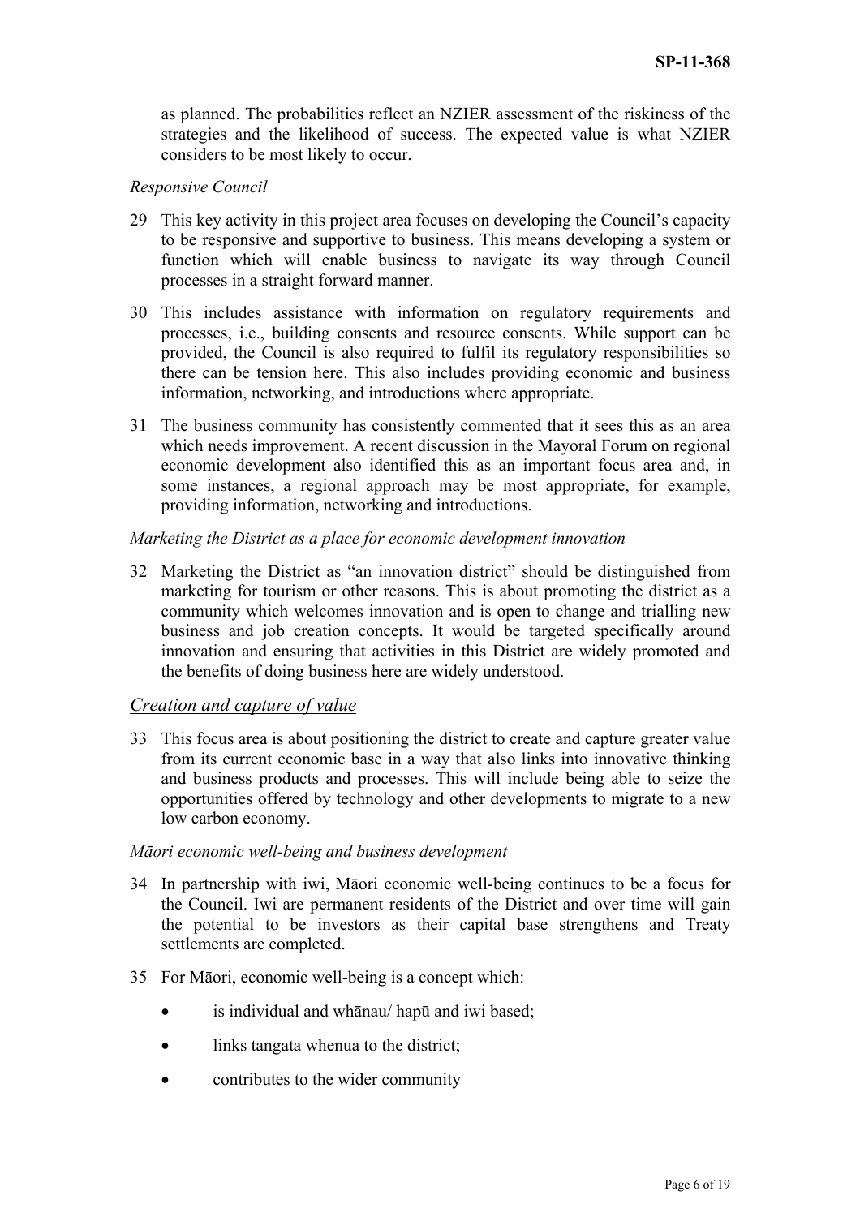as planned. The probabilities reflect an NZIER assessment of the riskiness of the strategies and the likelihood of success. The expected value is what NZIER considers to be most likely to occur.

*Responsive Council*

29 This key activity in this project area focuses on developing the Council's capacity to be responsive and supportive to business. This means developing a system or function which will enable business to navigate its way through Council processes in a straight forward manner.

30 This includes assistance with information on regulatory requirements and processes, i.e., building consents and resource consents. While support can be provided, the Council is also required to fulfil its regulatory responsibilities so there can be tension here. This also includes providing economic and business information, networking, and introductions where appropriate.

31 The business community has consistently commented that it sees this as an area which needs improvement. A recent discussion in the Mayoral Forum on regional economic development also identified this as an important focus area and, in some instances, a regional approach may be most appropriate, for example, providing information, networking and introductions.

*Marketing the District as a place for economic development innovation*

32 Marketing the District as "an innovation district" should be distinguished from marketing for tourism or other reasons. This is about promoting the district as a community which welcomes innovation and is open to change and trialling new business and job creation concepts. It would be targeted specifically around innovation and ensuring that activities in this District are widely promoted and the benefits of doing business here are widely understood.

## *Creation and capture of value*

33 This focus area is about positioning the district to create and capture greater value from its current economic base in a way that also links into innovative thinking and business products and processes. This will include being able to seize the opportunities offered by technology and other developments to migrate to a new low carbon economy.

*Māori economic well-being and business development*

34 In partnership with iwi, Māori economic well-being continues to be a focus for the Council. Iwi are permanent residents of the District and over time will gain the potential to be investors as their capital base strengthens and Treaty settlements are completed.

35 For Māori, economic well-being is a concept which:

- is individual and whānau/ hapū and iwi based;
- links tangata whenua to the district;
- contributes to the wider community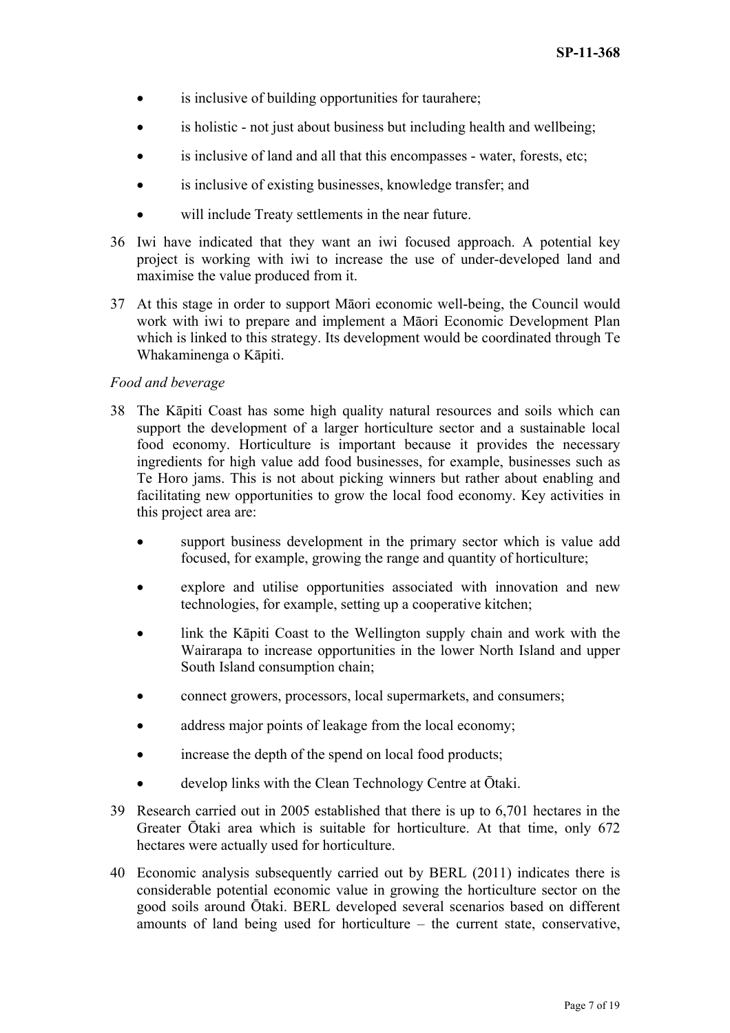- is inclusive of building opportunities for taurahere;
- is holistic - not just about business but including health and wellbeing;
- is inclusive of land and all that this encompasses - water, forests, etc;
- is inclusive of existing businesses, knowledge transfer; and
- will include Treaty settlements in the near future.

36 Iwi have indicated that they want an iwi focused approach. A potential key project is working with iwi to increase the use of under-developed land and maximise the value produced from it.

37 At this stage in order to support Māori economic well-being, the Council would work with iwi to prepare and implement a Māori Economic Development Plan which is linked to this strategy. Its development would be coordinated through Te Whakaminenga o Kāpiti.

*Food and beverage*

38 The Kāpiti Coast has some high quality natural resources and soils which can support the development of a larger horticulture sector and a sustainable local food economy. Horticulture is important because it provides the necessary ingredients for high value add food businesses, for example, businesses such as Te Horo jams. This is not about picking winners but rather about enabling and facilitating new opportunities to grow the local food economy. Key activities in this project area are:

- support business development in the primary sector which is value add focused, for example, growing the range and quantity of horticulture;
- explore and utilise opportunities associated with innovation and new technologies, for example, setting up a cooperative kitchen;
- link the Kāpiti Coast to the Wellington supply chain and work with the Wairarapa to increase opportunities in the lower North Island and upper South Island consumption chain;
- connect growers, processors, local supermarkets, and consumers;
- address major points of leakage from the local economy;
- increase the depth of the spend on local food products;
- develop links with the Clean Technology Centre at Ōtaki.

39 Research carried out in 2005 established that there is up to 6,701 hectares in the Greater Ōtaki area which is suitable for horticulture. At that time, only 672 hectares were actually used for horticulture.

40 Economic analysis subsequently carried out by BERL (2011) indicates there is considerable potential economic value in growing the horticulture sector on the good soils around Ōtaki. BERL developed several scenarios based on different amounts of land being used for horticulture – the current state, conservative,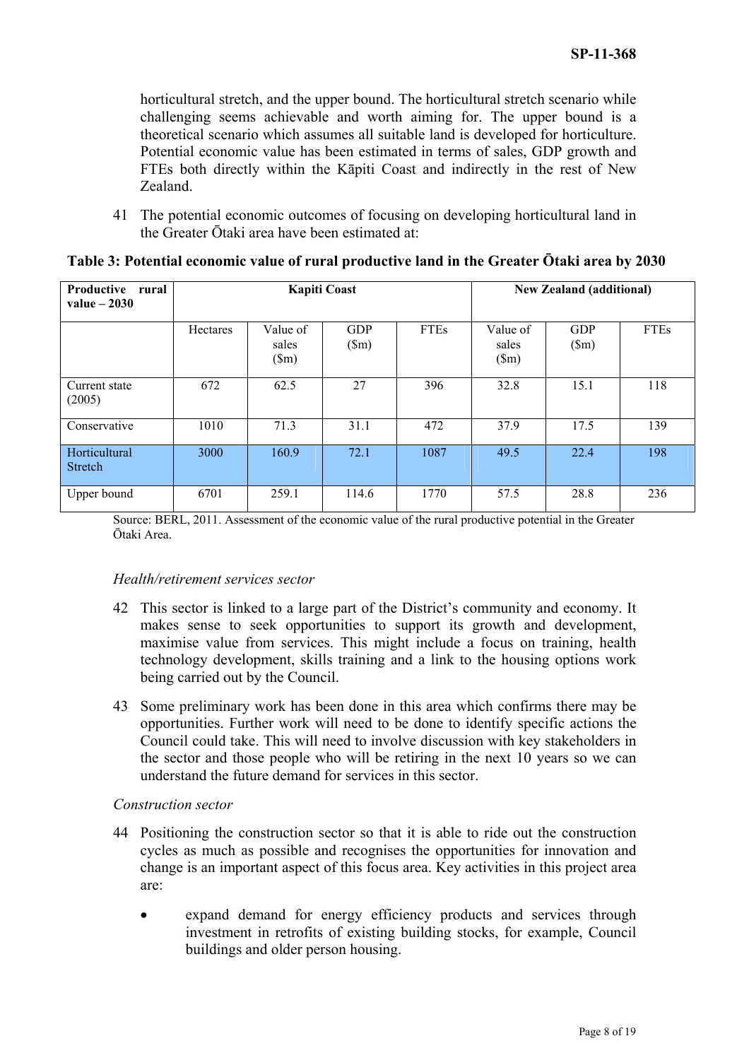horticultural stretch, and the upper bound. The horticultural stretch scenario while challenging seems achievable and worth aiming for. The upper bound is a theoretical scenario which assumes all suitable land is developed for horticulture. Potential economic value has been estimated in terms of sales, GDP growth and FTEs both directly within the Kāpiti Coast and indirectly in the rest of New Zealand.

41 The potential economic outcomes of focusing on developing horticultural land in the Greater Ōtaki area have been estimated at:

**Table 3: Potential economic value of rural productive land in the Greater Ōtaki area by 2030**

| **Productive rural value – 2030** | **Kapiti Coast** | | | | **New Zealand (additional)** | | |
|---|---|---|---|---|---|---|---|
| | Hectares | Value of sales ($m) | GDP ($m) | FTEs | Value of sales ($m) | GDP ($m) | FTEs |
| Current state (2005) | 672 | 62.5 | 27 | 396 | 32.8 | 15.1 | 118 |
| Conservative | 1010 | 71.3 | 31.1 | 472 | 37.9 | 17.5 | 139 |
| Horticultural Stretch | 3000 | 160.9 | 72.1 | 1087 | 49.5 | 22.4 | 198 |
| Upper bound | 6701 | 259.1 | 114.6 | 1770 | 57.5 | 28.8 | 236 |

Source: BERL, 2011. Assessment of the economic value of the rural productive potential in the Greater Ōtaki Area.

*Health/retirement services sector*

42 This sector is linked to a large part of the District's community and economy. It makes sense to seek opportunities to support its growth and development, maximise value from services. This might include a focus on training, health technology development, skills training and a link to the housing options work being carried out by the Council.

43 Some preliminary work has been done in this area which confirms there may be opportunities. Further work will need to be done to identify specific actions the Council could take. This will need to involve discussion with key stakeholders in the sector and those people who will be retiring in the next 10 years so we can understand the future demand for services in this sector.

*Construction sector*

44 Positioning the construction sector so that it is able to ride out the construction cycles as much as possible and recognises the opportunities for innovation and change is an important aspect of this focus area. Key activities in this project area are:

- expand demand for energy efficiency products and services through investment in retrofits of existing building stocks, for example, Council buildings and older person housing.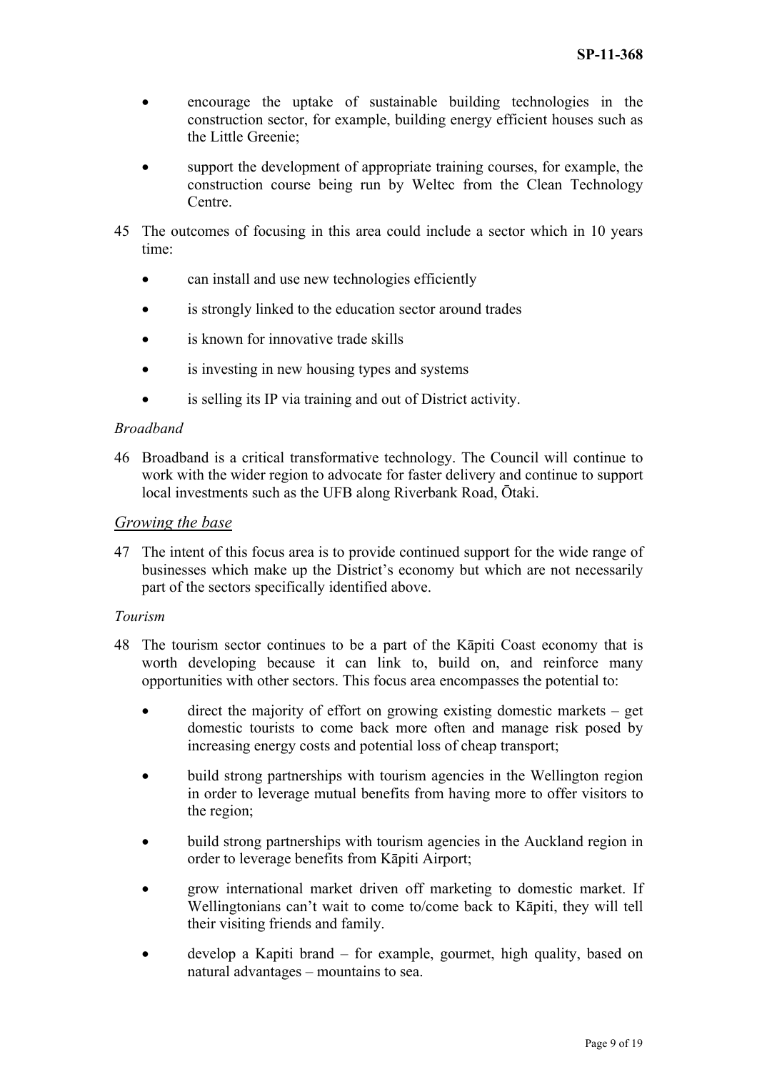- encourage the uptake of sustainable building technologies in the construction sector, for example, building energy efficient houses such as the Little Greenie;
- support the development of appropriate training courses, for example, the construction course being run by Weltec from the Clean Technology Centre.

45 The outcomes of focusing in this area could include a sector which in 10 years time:

- can install and use new technologies efficiently
- is strongly linked to the education sector around trades
- is known for innovative trade skills
- is investing in new housing types and systems
- is selling its IP via training and out of District activity.

*Broadband*

46 Broadband is a critical transformative technology. The Council will continue to work with the wider region to advocate for faster delivery and continue to support local investments such as the UFB along Riverbank Road, Ōtaki.

## *Growing the base*

47 The intent of this focus area is to provide continued support for the wide range of businesses which make up the District's economy but which are not necessarily part of the sectors specifically identified above.

*Tourism*

48 The tourism sector continues to be a part of the Kāpiti Coast economy that is worth developing because it can link to, build on, and reinforce many opportunities with other sectors. This focus area encompasses the potential to:

- direct the majority of effort on growing existing domestic markets – get domestic tourists to come back more often and manage risk posed by increasing energy costs and potential loss of cheap transport;
- build strong partnerships with tourism agencies in the Wellington region in order to leverage mutual benefits from having more to offer visitors to the region;
- build strong partnerships with tourism agencies in the Auckland region in order to leverage benefits from Kāpiti Airport;
- grow international market driven off marketing to domestic market. If Wellingtonians can't wait to come to/come back to Kāpiti, they will tell their visiting friends and family.
- develop a Kapiti brand – for example, gourmet, high quality, based on natural advantages – mountains to sea.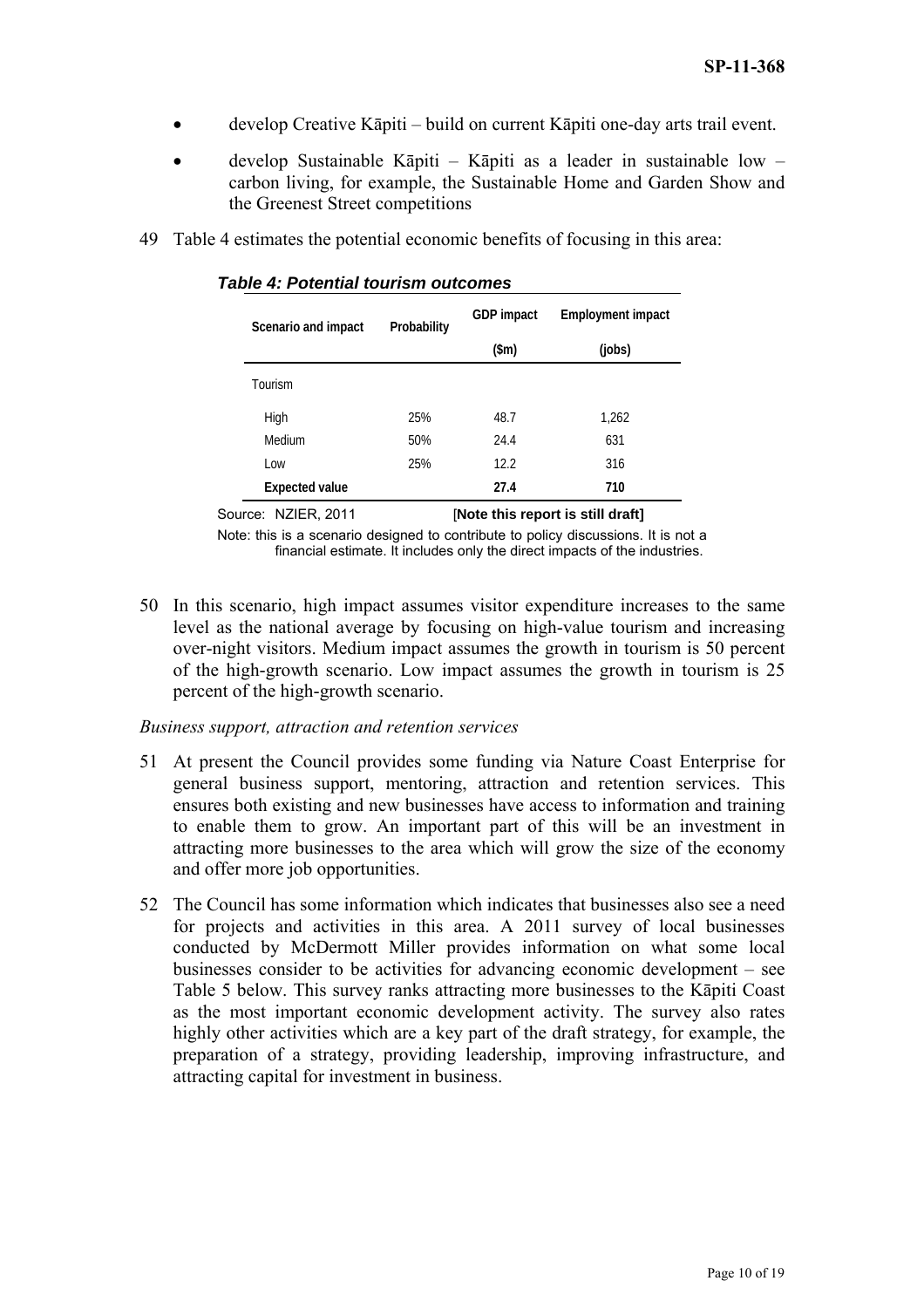- develop Creative Kāpiti – build on current Kāpiti one-day arts trail event.
- develop Sustainable Kāpiti – Kāpiti as a leader in sustainable low – carbon living, for example, the Sustainable Home and Garden Show and the Greenest Street competitions

49 Table 4 estimates the potential economic benefits of focusing in this area:

***Table 4: Potential tourism outcomes***

| Scenario and impact | Probability | GDP impact ($m) | Employment impact (jobs) |
|---|---|---|---|
| Tourism | | | |
| High | 25% | 48.7 | 1,262 |
| Medium | 50% | 24.4 | 631 |
| Low | 25% | 12.2 | 316 |
| **Expected value** | | **27.4** | **710** |

Source: NZIER, 2011 [**Note this report is still draft]**

Note: this is a scenario designed to contribute to policy discussions. It is not a financial estimate. It includes only the direct impacts of the industries.

50 In this scenario, high impact assumes visitor expenditure increases to the same level as the national average by focusing on high-value tourism and increasing over-night visitors. Medium impact assumes the growth in tourism is 50 percent of the high-growth scenario. Low impact assumes the growth in tourism is 25 percent of the high-growth scenario.

*Business support, attraction and retention services*

51 At present the Council provides some funding via Nature Coast Enterprise for general business support, mentoring, attraction and retention services. This ensures both existing and new businesses have access to information and training to enable them to grow. An important part of this will be an investment in attracting more businesses to the area which will grow the size of the economy and offer more job opportunities.

52 The Council has some information which indicates that businesses also see a need for projects and activities in this area. A 2011 survey of local businesses conducted by McDermott Miller provides information on what some local businesses consider to be activities for advancing economic development – see Table 5 below. This survey ranks attracting more businesses to the Kāpiti Coast as the most important economic development activity. The survey also rates highly other activities which are a key part of the draft strategy, for example, the preparation of a strategy, providing leadership, improving infrastructure, and attracting capital for investment in business.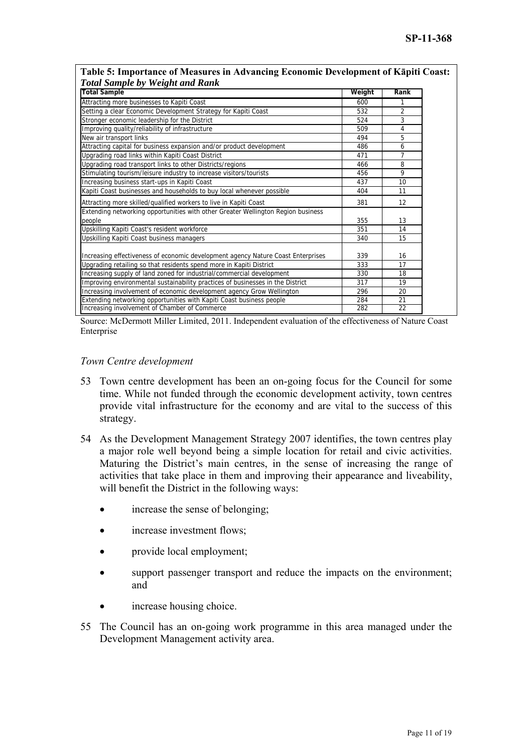**Table 5: Importance of Measures in Advancing Economic Development of Kāpiti Coast: *Total Sample by Weight and Rank***

| Total Sample | Weight | Rank |
|---|---|---|
| Attracting more businesses to Kapiti Coast | 600 | 1 |
| Setting a clear Economic Development Strategy for Kapiti Coast | 532 | 2 |
| Stronger economic leadership for the District | 524 | 3 |
| Improving quality/reliability of infrastructure | 509 | 4 |
| New air transport links | 494 | 5 |
| Attracting capital for business expansion and/or product development | 486 | 6 |
| Upgrading road links within Kapiti Coast District | 471 | 7 |
| Upgrading road transport links to other Districts/regions | 466 | 8 |
| Stimulating tourism/leisure industry to increase visitors/tourists | 456 | 9 |
| Increasing business start-ups in Kapiti Coast | 437 | 10 |
| Kapiti Coast businesses and households to buy local whenever possible | 404 | 11 |
| Attracting more skilled/qualified workers to live in Kapiti Coast | 381 | 12 |
| Extending networking opportunities with other Greater Wellington Region business people | 355 | 13 |
| Upskilling Kapiti Coast's resident workforce | 351 | 14 |
| Upskilling Kapiti Coast business managers | 340 | 15 |
| Increasing effectiveness of economic development agency Nature Coast Enterprises | 339 | 16 |
| Upgrading retailing so that residents spend more in Kapiti District | 333 | 17 |
| Increasing supply of land zoned for industrial/commercial development | 330 | 18 |
| Improving environmental sustainability practices of businesses in the District | 317 | 19 |
| Increasing involvement of economic development agency Grow Wellington | 296 | 20 |
| Extending networking opportunities with Kapiti Coast business people | 284 | 21 |
| Increasing involvement of Chamber of Commerce | 282 | 22 |

Source: McDermott Miller Limited, 2011. Independent evaluation of the effectiveness of Nature Coast Enterprise

*Town Centre development*

53 Town centre development has been an on-going focus for the Council for some time. While not funded through the economic development activity, town centres provide vital infrastructure for the economy and are vital to the success of this strategy.

54 As the Development Management Strategy 2007 identifies, the town centres play a major role well beyond being a simple location for retail and civic activities. Maturing the District's main centres, in the sense of increasing the range of activities that take place in them and improving their appearance and liveability, will benefit the District in the following ways:

- increase the sense of belonging;
- increase investment flows;
- provide local employment;
- support passenger transport and reduce the impacts on the environment; and
- increase housing choice.

55 The Council has an on-going work programme in this area managed under the Development Management activity area.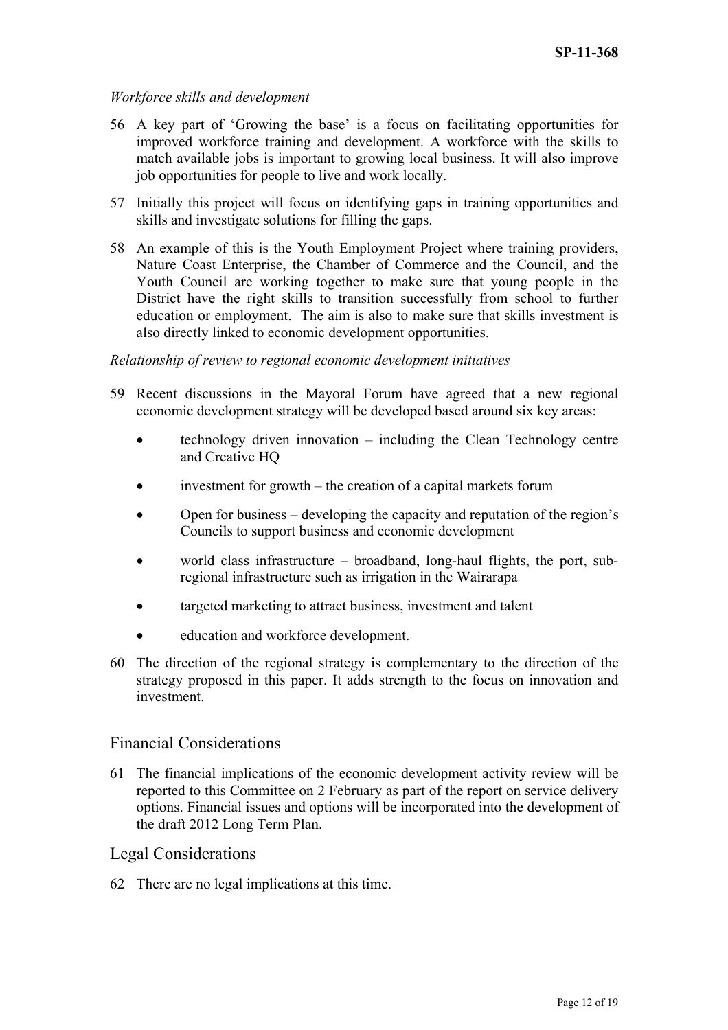*Workforce skills and development*

56 A key part of 'Growing the base' is a focus on facilitating opportunities for improved workforce training and development. A workforce with the skills to match available jobs is important to growing local business. It will also improve job opportunities for people to live and work locally.

57 Initially this project will focus on identifying gaps in training opportunities and skills and investigate solutions for filling the gaps.

58 An example of this is the Youth Employment Project where training providers, Nature Coast Enterprise, the Chamber of Commerce and the Council, and the Youth Council are working together to make sure that young people in the District have the right skills to transition successfully from school to further education or employment. The aim is also to make sure that skills investment is also directly linked to economic development opportunities.

<u>*Relationship of review to regional economic development initiatives*</u>

59 Recent discussions in the Mayoral Forum have agreed that a new regional economic development strategy will be developed based around six key areas:

- technology driven innovation – including the Clean Technology centre and Creative HQ
- investment for growth – the creation of a capital markets forum
- Open for business – developing the capacity and reputation of the region's Councils to support business and economic development
- world class infrastructure – broadband, long-haul flights, the port, sub-regional infrastructure such as irrigation in the Wairarapa
- targeted marketing to attract business, investment and talent
- education and workforce development.

60 The direction of the regional strategy is complementary to the direction of the strategy proposed in this paper. It adds strength to the focus on innovation and investment.

## Financial Considerations

61 The financial implications of the economic development activity review will be reported to this Committee on 2 February as part of the report on service delivery options. Financial issues and options will be incorporated into the development of the draft 2012 Long Term Plan.

## Legal Considerations

62 There are no legal implications at this time.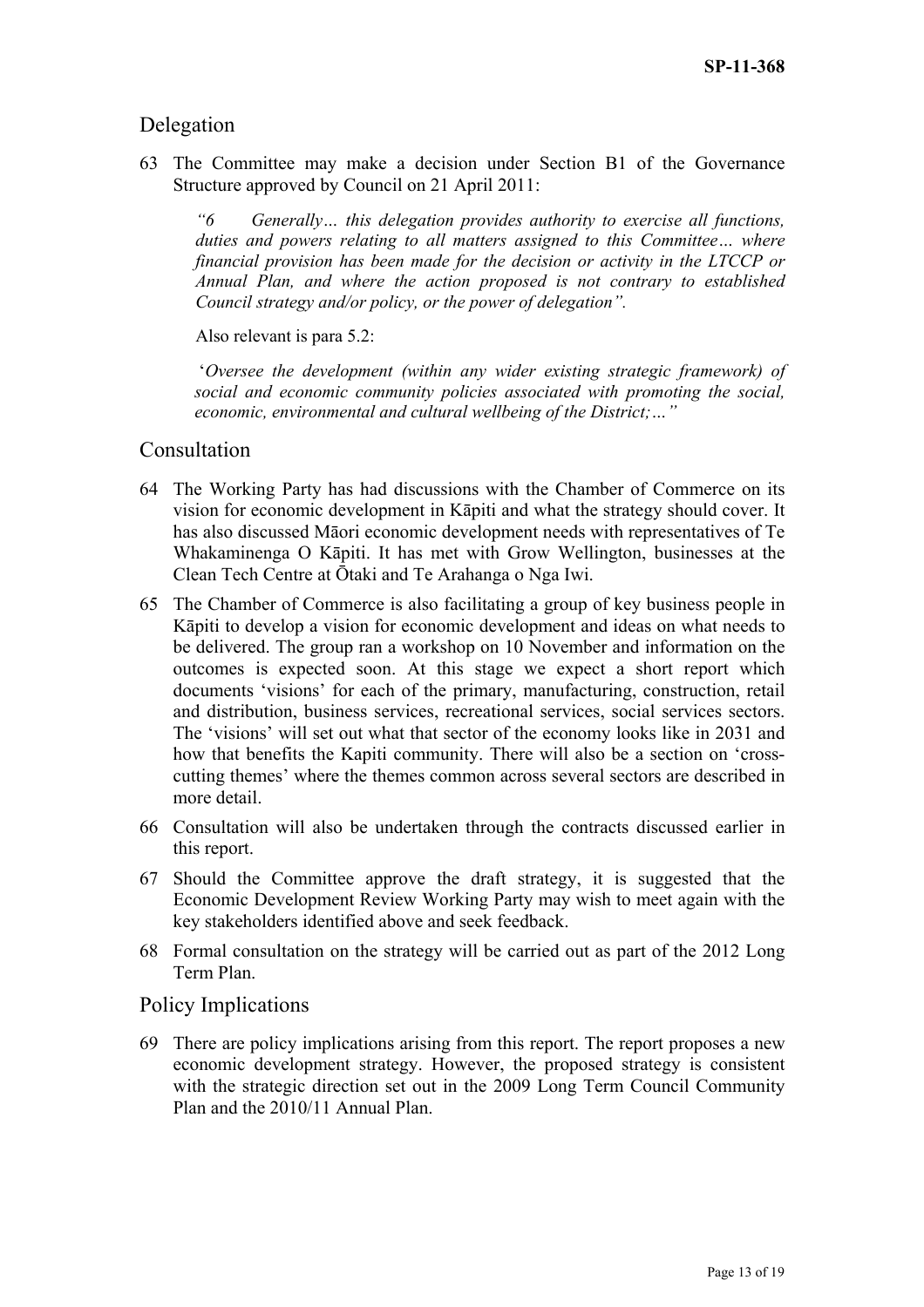## Delegation

63 The Committee may make a decision under Section B1 of the Governance Structure approved by Council on 21 April 2011:

> *"6 Generally… this delegation provides authority to exercise all functions, duties and powers relating to all matters assigned to this Committee… where financial provision has been made for the decision or activity in the LTCCP or Annual Plan, and where the action proposed is not contrary to established Council strategy and/or policy, or the power of delegation".*
>
> Also relevant is para 5.2:
>
> '*Oversee the development (within any wider existing strategic framework) of social and economic community policies associated with promoting the social, economic, environmental and cultural wellbeing of the District;…"*

## Consultation

64 The Working Party has had discussions with the Chamber of Commerce on its vision for economic development in Kāpiti and what the strategy should cover. It has also discussed Māori economic development needs with representatives of Te Whakaminenga O Kāpiti. It has met with Grow Wellington, businesses at the Clean Tech Centre at Ōtaki and Te Arahanga o Nga Iwi.

65 The Chamber of Commerce is also facilitating a group of key business people in Kāpiti to develop a vision for economic development and ideas on what needs to be delivered. The group ran a workshop on 10 November and information on the outcomes is expected soon. At this stage we expect a short report which documents 'visions' for each of the primary, manufacturing, construction, retail and distribution, business services, recreational services, social services sectors. The 'visions' will set out what that sector of the economy looks like in 2031 and how that benefits the Kapiti community. There will also be a section on 'cross-cutting themes' where the themes common across several sectors are described in more detail.

66 Consultation will also be undertaken through the contracts discussed earlier in this report.

67 Should the Committee approve the draft strategy, it is suggested that the Economic Development Review Working Party may wish to meet again with the key stakeholders identified above and seek feedback.

68 Formal consultation on the strategy will be carried out as part of the 2012 Long Term Plan.

## Policy Implications

69 There are policy implications arising from this report. The report proposes a new economic development strategy. However, the proposed strategy is consistent with the strategic direction set out in the 2009 Long Term Council Community Plan and the 2010/11 Annual Plan.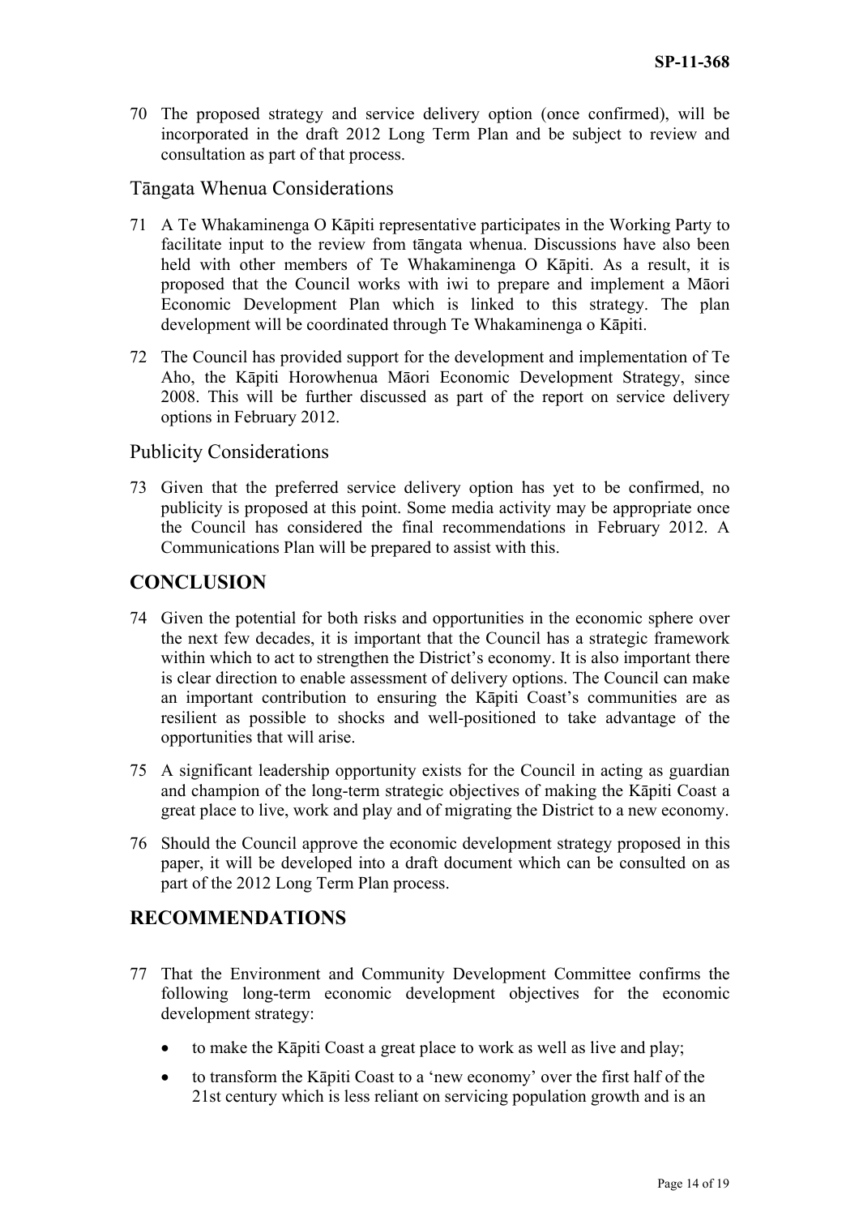70 The proposed strategy and service delivery option (once confirmed), will be incorporated in the draft 2012 Long Term Plan and be subject to review and consultation as part of that process.

### Tāngata Whenua Considerations

71 A Te Whakaminenga O Kāpiti representative participates in the Working Party to facilitate input to the review from tāngata whenua. Discussions have also been held with other members of Te Whakaminenga O Kāpiti. As a result, it is proposed that the Council works with iwi to prepare and implement a Māori Economic Development Plan which is linked to this strategy. The plan development will be coordinated through Te Whakaminenga o Kāpiti.

72 The Council has provided support for the development and implementation of Te Aho, the Kāpiti Horowhenua Māori Economic Development Strategy, since 2008. This will be further discussed as part of the report on service delivery options in February 2012.

### Publicity Considerations

73 Given that the preferred service delivery option has yet to be confirmed, no publicity is proposed at this point. Some media activity may be appropriate once the Council has considered the final recommendations in February 2012. A Communications Plan will be prepared to assist with this.

## CONCLUSION

74 Given the potential for both risks and opportunities in the economic sphere over the next few decades, it is important that the Council has a strategic framework within which to act to strengthen the District's economy. It is also important there is clear direction to enable assessment of delivery options. The Council can make an important contribution to ensuring the Kāpiti Coast's communities are as resilient as possible to shocks and well-positioned to take advantage of the opportunities that will arise.

75 A significant leadership opportunity exists for the Council in acting as guardian and champion of the long-term strategic objectives of making the Kāpiti Coast a great place to live, work and play and of migrating the District to a new economy.

76 Should the Council approve the economic development strategy proposed in this paper, it will be developed into a draft document which can be consulted on as part of the 2012 Long Term Plan process.

## RECOMMENDATIONS

77 That the Environment and Community Development Committee confirms the following long-term economic development objectives for the economic development strategy:

- to make the Kāpiti Coast a great place to work as well as live and play;
- to transform the Kāpiti Coast to a 'new economy' over the first half of the 21st century which is less reliant on servicing population growth and is an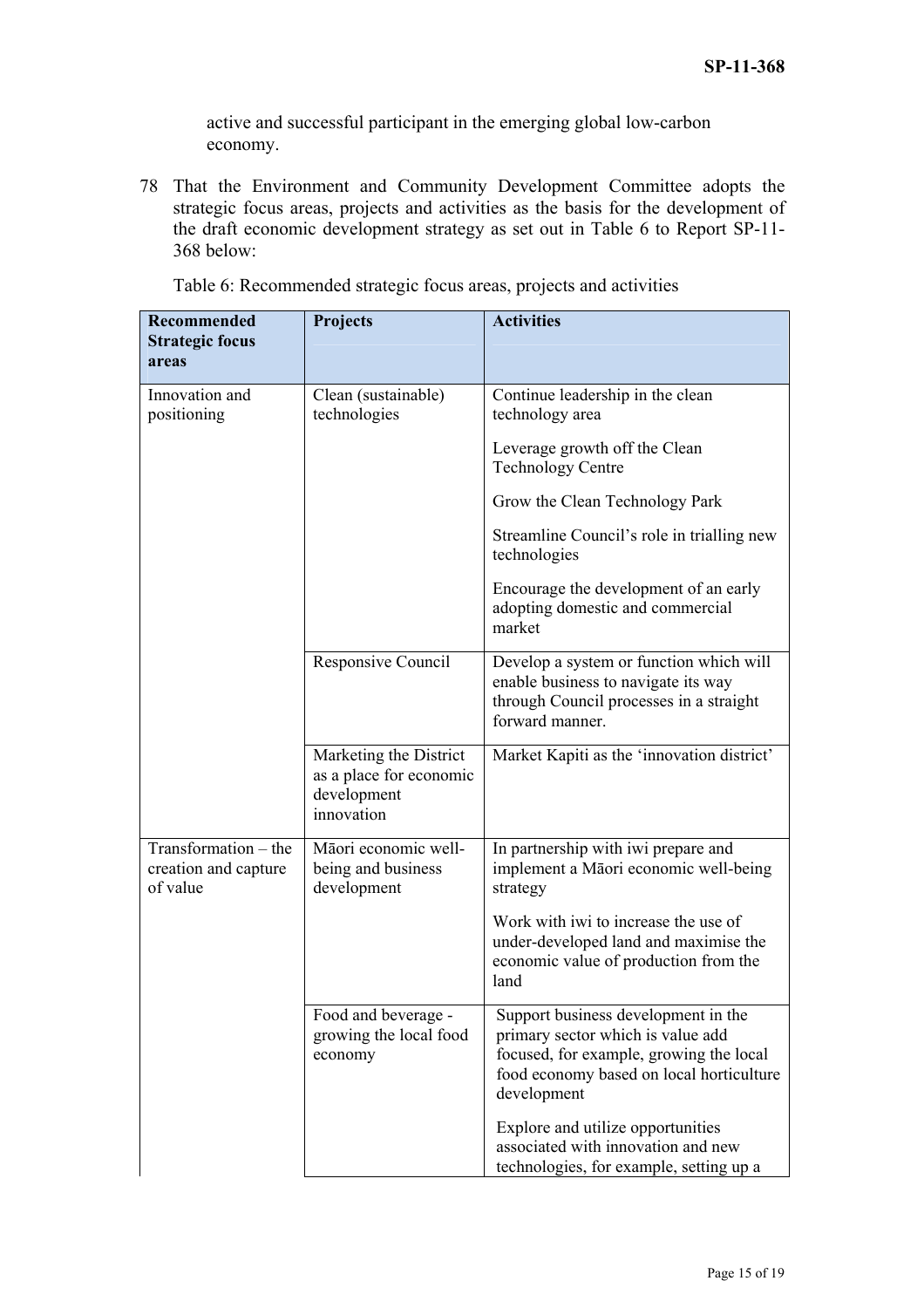active and successful participant in the emerging global low-carbon economy.

78 That the Environment and Community Development Committee adopts the strategic focus areas, projects and activities as the basis for the development of the draft economic development strategy as set out in Table 6 to Report SP-11-368 below:

Table 6: Recommended strategic focus areas, projects and activities

| Recommended Strategic focus areas | Projects | Activities |
|---|---|---|
| Innovation and positioning | Clean (sustainable) technologies | Continue leadership in the clean technology area<br><br>Leverage growth off the Clean Technology Centre<br><br>Grow the Clean Technology Park<br><br>Streamline Council's role in trialling new technologies<br><br>Encourage the development of an early adopting domestic and commercial market |
| | Responsive Council | Develop a system or function which will enable business to navigate its way through Council processes in a straight forward manner. |
| | Marketing the District as a place for economic development innovation | Market Kapiti as the 'innovation district' |
| Transformation – the creation and capture of value | Māori economic well-being and business development | In partnership with iwi prepare and implement a Māori economic well-being strategy<br><br>Work with iwi to increase the use of under-developed land and maximise the economic value of production from the land |
| | Food and beverage - growing the local food economy | Support business development in the primary sector which is value add focused, for example, growing the local food economy based on local horticulture development<br><br>Explore and utilize opportunities associated with innovation and new technologies, for example, setting up a |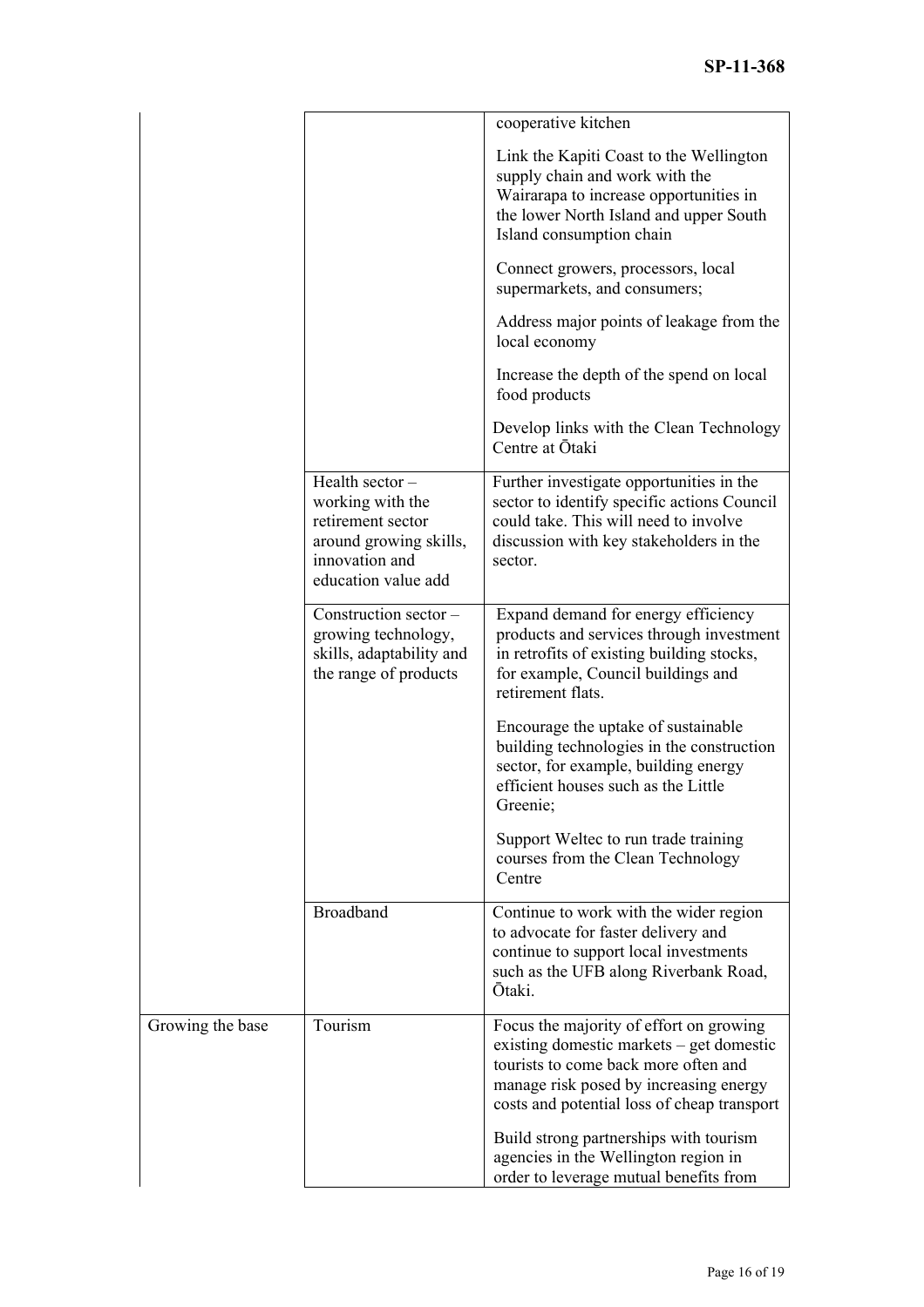| | | |
|---|---|---|
| | | cooperative kitchen<br><br>Link the Kapiti Coast to the Wellington supply chain and work with the Wairarapa to increase opportunities in the lower North Island and upper South Island consumption chain<br><br>Connect growers, processors, local supermarkets, and consumers;<br><br>Address major points of leakage from the local economy<br><br>Increase the depth of the spend on local food products<br><br>Develop links with the Clean Technology Centre at Ōtaki |
| | Health sector – working with the retirement sector around growing skills, innovation and education value add | Further investigate opportunities in the sector to identify specific actions Council could take. This will need to involve discussion with key stakeholders in the sector. |
| | Construction sector – growing technology, skills, adaptability and the range of products | Expand demand for energy efficiency products and services through investment in retrofits of existing building stocks, for example, Council buildings and retirement flats.<br><br>Encourage the uptake of sustainable building technologies in the construction sector, for example, building energy efficient houses such as the Little Greenie;<br><br>Support Weltec to run trade training courses from the Clean Technology Centre |
| | Broadband | Continue to work with the wider region to advocate for faster delivery and continue to support local investments such as the UFB along Riverbank Road, Ōtaki. |
| Growing the base | Tourism | Focus the majority of effort on growing existing domestic markets – get domestic tourists to come back more often and manage risk posed by increasing energy costs and potential loss of cheap transport<br><br>Build strong partnerships with tourism agencies in the Wellington region in order to leverage mutual benefits from |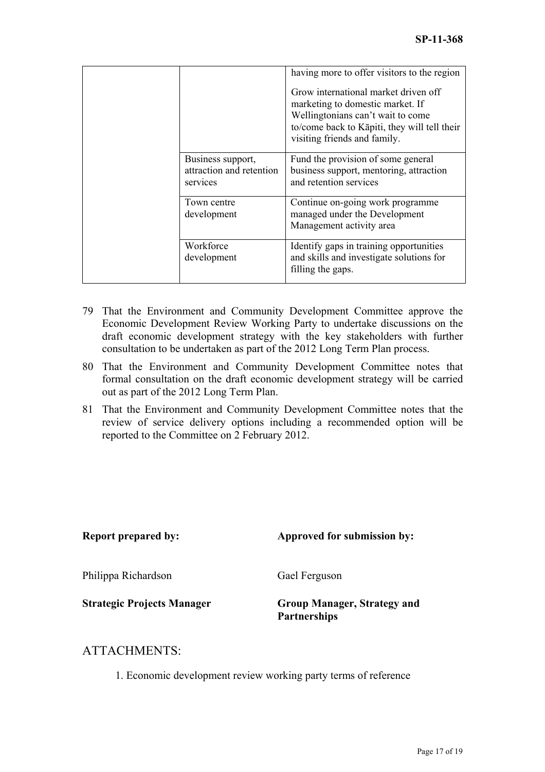| | | |
|---|---|---|
| | | having more to offer visitors to the region<br><br>Grow international market driven off marketing to domestic market. If Wellingtonians can't wait to come to/come back to Kāpiti, they will tell their visiting friends and family. |
| | Business support, attraction and retention services | Fund the provision of some general business support, mentoring, attraction and retention services |
| | Town centre development | Continue on-going work programme managed under the Development Management activity area |
| | Workforce development | Identify gaps in training opportunities and skills and investigate solutions for filling the gaps. |

79 That the Environment and Community Development Committee approve the Economic Development Review Working Party to undertake discussions on the draft economic development strategy with the key stakeholders with further consultation to be undertaken as part of the 2012 Long Term Plan process.

80 That the Environment and Community Development Committee notes that formal consultation on the draft economic development strategy will be carried out as part of the 2012 Long Term Plan.

81 That the Environment and Community Development Committee notes that the review of service delivery options including a recommended option will be reported to the Committee on 2 February 2012.

| **Report prepared by:** | **Approved for submission by:** |
|---|---|
| Philippa Richardson | Gael Ferguson |
| **Strategic Projects Manager** | **Group Manager, Strategy and Partnerships** |

## ATTACHMENTS:

1. Economic development review working party terms of reference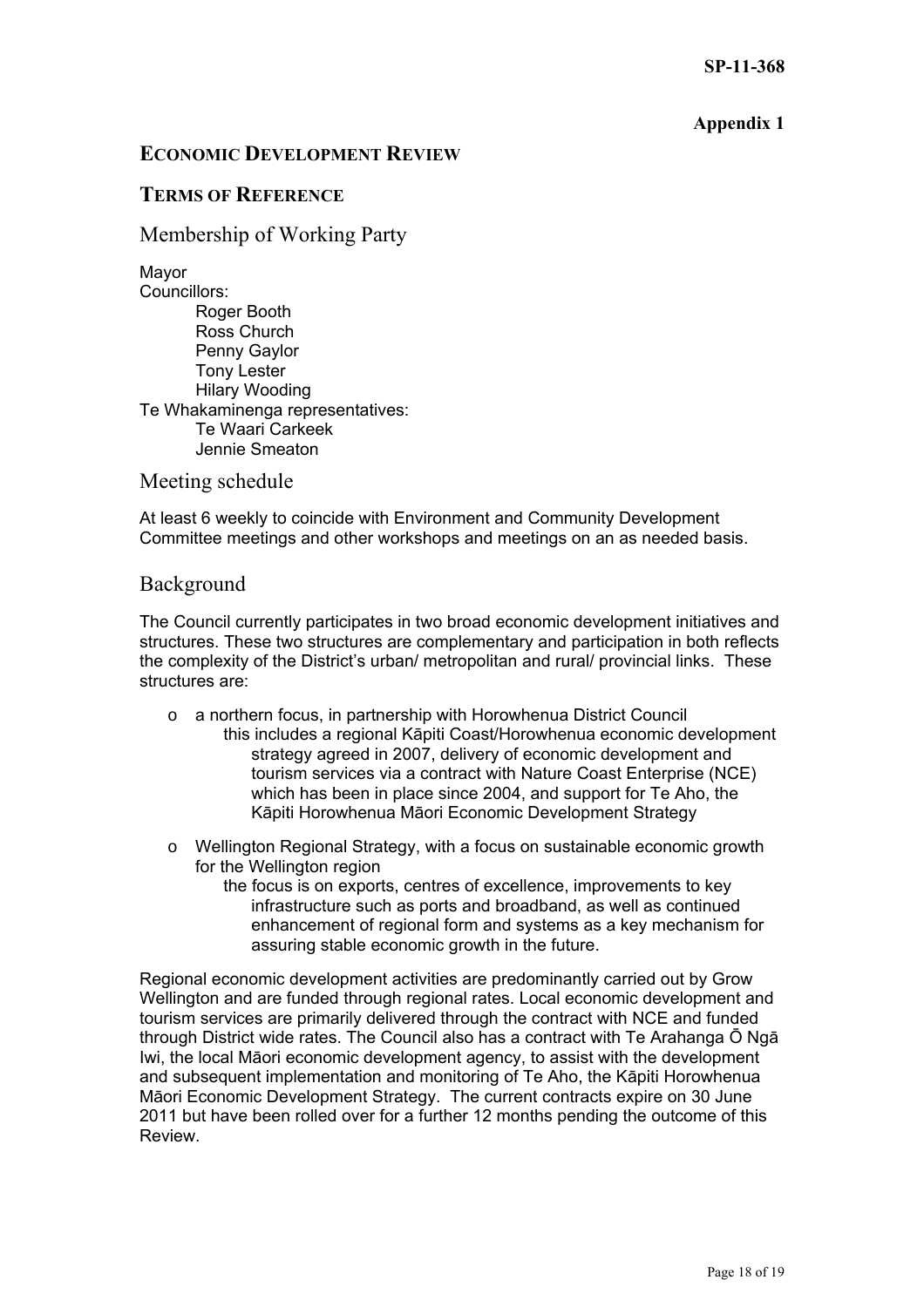SP-11-368

**Appendix 1**

## ECONOMIC DEVELOPMENT REVIEW

## TERMS OF REFERENCE

### Membership of Working Party

Mayor
Councillors:
- Roger Booth
- Ross Church
- Penny Gaylor
- Tony Lester
- Hilary Wooding

Te Whakaminenga representatives:
- Te Waari Carkeek
- Jennie Smeaton

### Meeting schedule

At least 6 weekly to coincide with Environment and Community Development Committee meetings and other workshops and meetings on an as needed basis.

### Background

The Council currently participates in two broad economic development initiatives and structures. These two structures are complementary and participation in both reflects the complexity of the District's urban/ metropolitan and rural/ provincial links. These structures are:

- a northern focus, in partnership with Horowhenua District Council
  - this includes a regional Kāpiti Coast/Horowhenua economic development strategy agreed in 2007, delivery of economic development and tourism services via a contract with Nature Coast Enterprise (NCE) which has been in place since 2004, and support for Te Aho, the Kāpiti Horowhenua Māori Economic Development Strategy
- Wellington Regional Strategy, with a focus on sustainable economic growth for the Wellington region
  - the focus is on exports, centres of excellence, improvements to key infrastructure such as ports and broadband, as well as continued enhancement of regional form and systems as a key mechanism for assuring stable economic growth in the future.

Regional economic development activities are predominantly carried out by Grow Wellington and are funded through regional rates. Local economic development and tourism services are primarily delivered through the contract with NCE and funded through District wide rates. The Council also has a contract with Te Arahanga Ō Ngā Iwi, the local Māori economic development agency, to assist with the development and subsequent implementation and monitoring of Te Aho, the Kāpiti Horowhenua Māori Economic Development Strategy. The current contracts expire on 30 June 2011 but have been rolled over for a further 12 months pending the outcome of this Review.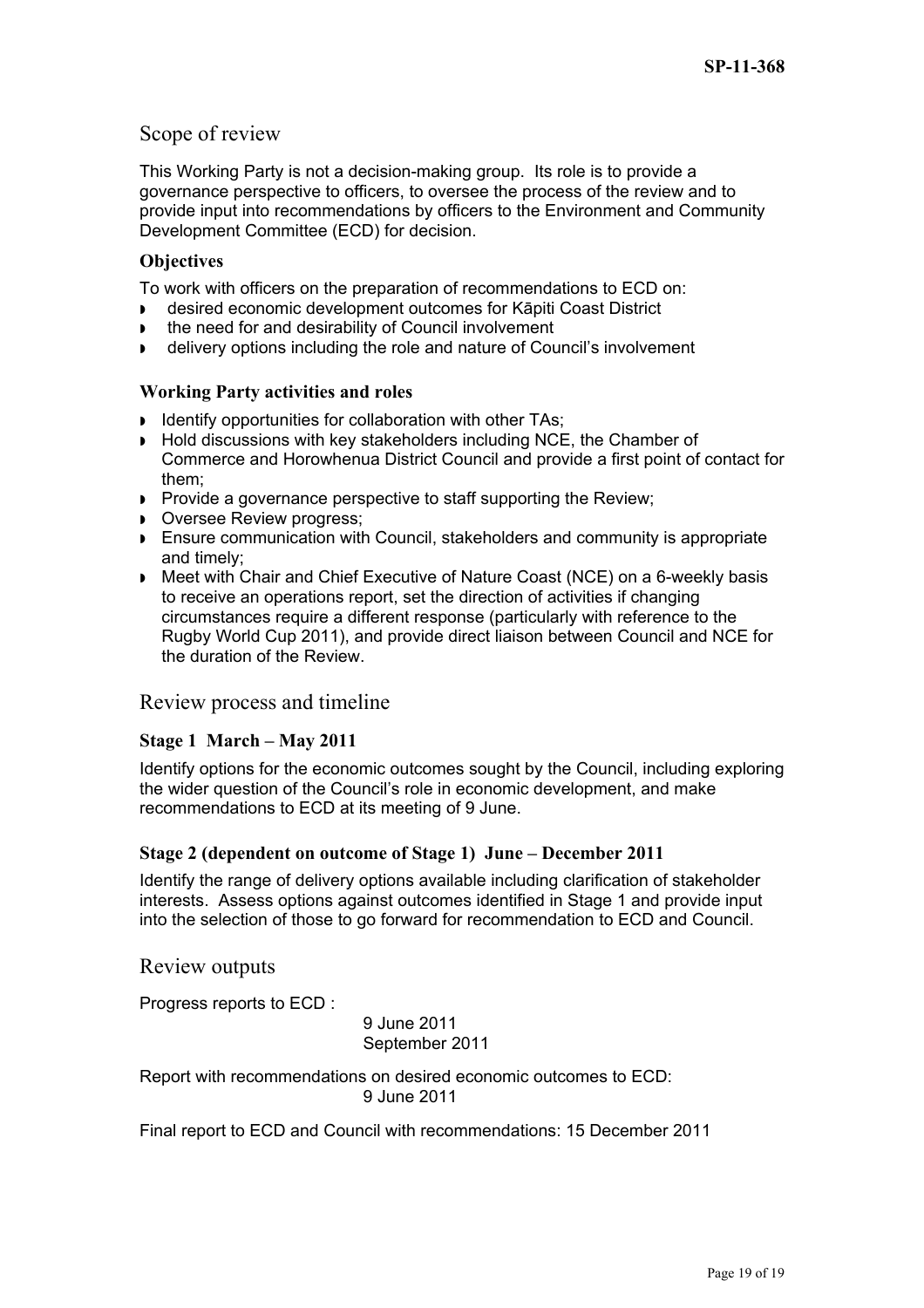## Scope of review

This Working Party is not a decision-making group. Its role is to provide a governance perspective to officers, to oversee the process of the review and to provide input into recommendations by officers to the Environment and Community Development Committee (ECD) for decision.

### Objectives

To work with officers on the preparation of recommendations to ECD on:

- desired economic development outcomes for Kāpiti Coast District
- the need for and desirability of Council involvement
- delivery options including the role and nature of Council's involvement

### Working Party activities and roles

- Identify opportunities for collaboration with other TAs;
- Hold discussions with key stakeholders including NCE, the Chamber of Commerce and Horowhenua District Council and provide a first point of contact for them;
- Provide a governance perspective to staff supporting the Review;
- Oversee Review progress;
- Ensure communication with Council, stakeholders and community is appropriate and timely;
- Meet with Chair and Chief Executive of Nature Coast (NCE) on a 6-weekly basis to receive an operations report, set the direction of activities if changing circumstances require a different response (particularly with reference to the Rugby World Cup 2011), and provide direct liaison between Council and NCE for the duration of the Review.

## Review process and timeline

### Stage 1 March – May 2011

Identify options for the economic outcomes sought by the Council, including exploring the wider question of the Council's role in economic development, and make recommendations to ECD at its meeting of 9 June.

### Stage 2 (dependent on outcome of Stage 1) June – December 2011

Identify the range of delivery options available including clarification of stakeholder interests. Assess options against outcomes identified in Stage 1 and provide input into the selection of those to go forward for recommendation to ECD and Council.

## Review outputs

Progress reports to ECD :

9 June 2011
September 2011

Report with recommendations on desired economic outcomes to ECD:
9 June 2011

Final report to ECD and Council with recommendations: 15 December 2011